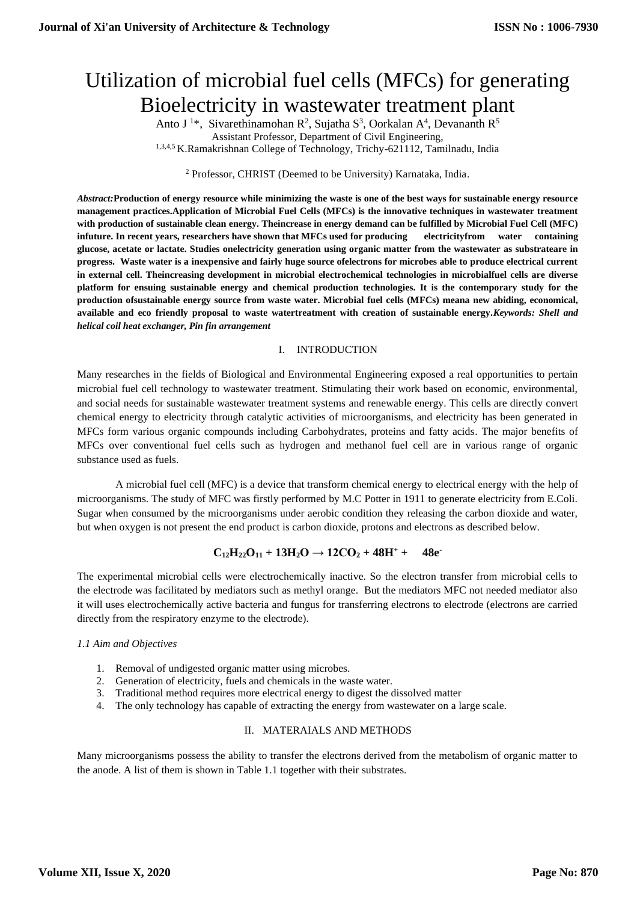# Utilization of microbial fuel cells (MFCs) for generating Bioelectricity in wastewater treatment plant

Anto J [1]*, Sivarethinamohan R[2], Sujatha S[3], Oorkalan A[4], Devananth R[5]

Assistant Professor, Department of Civil Engineering,

[1,3,4,5] K.Ramakrishnan College of Technology, Trichy-621112, Tamilnadu, India

[2] Professor, CHRIST (Deemed to be University) Karnataka, India.

***Abstract:*Production of energy resource while minimizing the waste is one of the best ways for sustainable energy resource management practices.Application of Microbial Fuel Cells (MFCs) is the innovative techniques in wastewater treatment with production of sustainable clean energy. Theincrease in energy demand can be fulfilled by Microbial Fuel Cell (MFC) infuture. In recent years, researchers have shown that MFCs used for producing electricityfrom water containing glucose, acetate or lactate. Studies onelectricity generation using organic matter from the wastewater as substrateare in progress. Waste water is a inexpensive and fairly huge source ofelectrons for microbes able to produce electrical current in external cell. Theincreasing development in microbial electrochemical technologies in microbialfuel cells are diverse platform for ensuing sustainable energy and chemical production technologies. It is the contemporary study for the production ofsustainable energy source from waste water. Microbial fuel cells (MFCs) meana new abiding, economical, available and eco friendly proposal to waste watertreatment with creation of sustainable energy.*Keywords: Shell and helical coil heat exchanger, Pin fin arrangement***

## I. INTRODUCTION

Many researches in the fields of Biological and Environmental Engineering exposed a real opportunities to pertain microbial fuel cell technology to wastewater treatment. Stimulating their work based on economic, environmental, and social needs for sustainable wastewater treatment systems and renewable energy. This cells are directly convert chemical energy to electricity through catalytic activities of microorganisms, and electricity has been generated in MFCs form various organic compounds including Carbohydrates, proteins and fatty acids. The major benefits of MFCs over conventional fuel cells such as hydrogen and methanol fuel cell are in various range of organic substance used as fuels.

A microbial fuel cell (MFC) is a device that transform chemical energy to electrical energy with the help of microorganisms. The study of MFC was firstly performed by M.C Potter in 1911 to generate electricity from E.Coli. Sugar when consumed by the microorganisms under aerobic condition they releasing the carbon dioxide and water, but when oxygen is not present the end product is carbon dioxide, protons and electrons as described below.

$$C_{12}H_{22}O_{11} + 13H_2O \rightarrow 12CO_2 + 48H^+ + 48e^-$$

The experimental microbial cells were electrochemically inactive. So the electron transfer from microbial cells to the electrode was facilitated by mediators such as methyl orange. But the mediators MFC not needed mediator also it will uses electrochemically active bacteria and fungus for transferring electrons to electrode (electrons are carried directly from the respiratory enzyme to the electrode).

### *1.1 Aim and Objectives*

1. Removal of undigested organic matter using microbes.
2. Generation of electricity, fuels and chemicals in the waste water.
3. Traditional method requires more electrical energy to digest the dissolved matter
4. The only technology has capable of extracting the energy from wastewater on a large scale.

## II. MATERAIALS AND METHODS

Many microorganisms possess the ability to transfer the electrons derived from the metabolism of organic matter to the anode. A list of them is shown in Table 1.1 together with their substrates.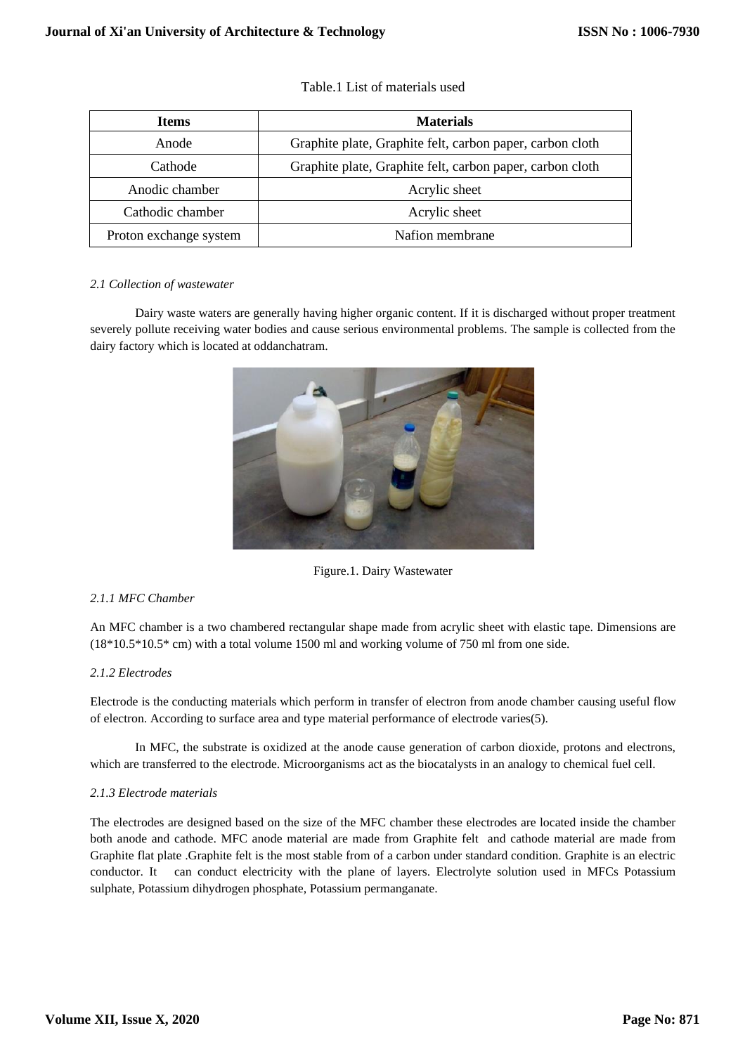Table.1 List of materials used

| Items | Materials |
|---|---|
| Anode | Graphite plate, Graphite felt, carbon paper, carbon cloth |
| Cathode | Graphite plate, Graphite felt, carbon paper, carbon cloth |
| Anodic chamber | Acrylic sheet |
| Cathodic chamber | Acrylic sheet |
| Proton exchange system | Nafion membrane |

### *2.1 Collection of wastewater*

Dairy waste waters are generally having higher organic content. If it is discharged without proper treatment severely pollute receiving water bodies and cause serious environmental problems. The sample is collected from the dairy factory which is located at oddanchatram.

Figure.1. Dairy Wastewater

#### *2.1.1 MFC Chamber*

An MFC chamber is a two chambered rectangular shape made from acrylic sheet with elastic tape. Dimensions are (18*10.5*10.5* cm) with a total volume 1500 ml and working volume of 750 ml from one side.

#### *2.1.2 Electrodes*

Electrode is the conducting materials which perform in transfer of electron from anode chamber causing useful flow of electron. According to surface area and type material performance of electrode varies(5).

In MFC, the substrate is oxidized at the anode cause generation of carbon dioxide, protons and electrons, which are transferred to the electrode. Microorganisms act as the biocatalysts in an analogy to chemical fuel cell.

#### *2.1.3 Electrode materials*

The electrodes are designed based on the size of the MFC chamber these electrodes are located inside the chamber both anode and cathode. MFC anode material are made from Graphite felt and cathode material are made from Graphite flat plate .Graphite felt is the most stable from of a carbon under standard condition. Graphite is an electric conductor. It can conduct electricity with the plane of layers. Electrolyte solution used in MFCs Potassium sulphate, Potassium dihydrogen phosphate, Potassium permanganate.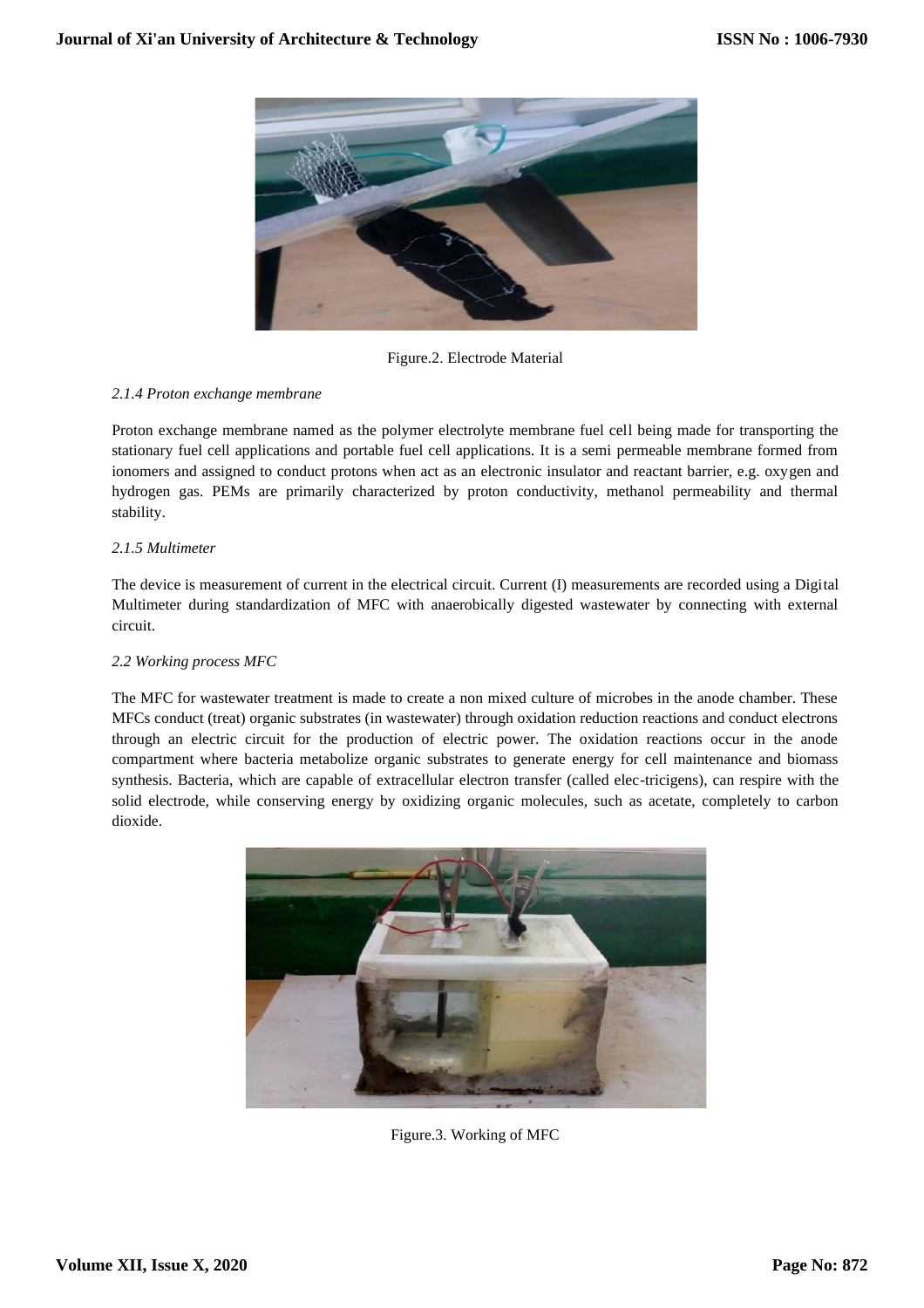Figure.2. Electrode Material

*2.1.4 Proton exchange membrane*

Proton exchange membrane named as the polymer electrolyte membrane fuel cell being made for transporting the stationary fuel cell applications and portable fuel cell applications. It is a semi permeable membrane formed from ionomers and assigned to conduct protons when act as an electronic insulator and reactant barrier, e.g. oxygen and hydrogen gas. PEMs are primarily characterized by proton conductivity, methanol permeability and thermal stability.

*2.1.5 Multimeter*

The device is measurement of current in the electrical circuit. Current (I) measurements are recorded using a Digital Multimeter during standardization of MFC with anaerobically digested wastewater by connecting with external circuit.

*2.2 Working process MFC*

The MFC for wastewater treatment is made to create a non mixed culture of microbes in the anode chamber. These MFCs conduct (treat) organic substrates (in wastewater) through oxidation reduction reactions and conduct electrons through an electric circuit for the production of electric power. The oxidation reactions occur in the anode compartment where bacteria metabolize organic substrates to generate energy for cell maintenance and biomass synthesis. Bacteria, which are capable of extracellular electron transfer (called elec-tricigens), can respire with the solid electrode, while conserving energy by oxidizing organic molecules, such as acetate, completely to carbon dioxide.

Figure.3. Working of MFC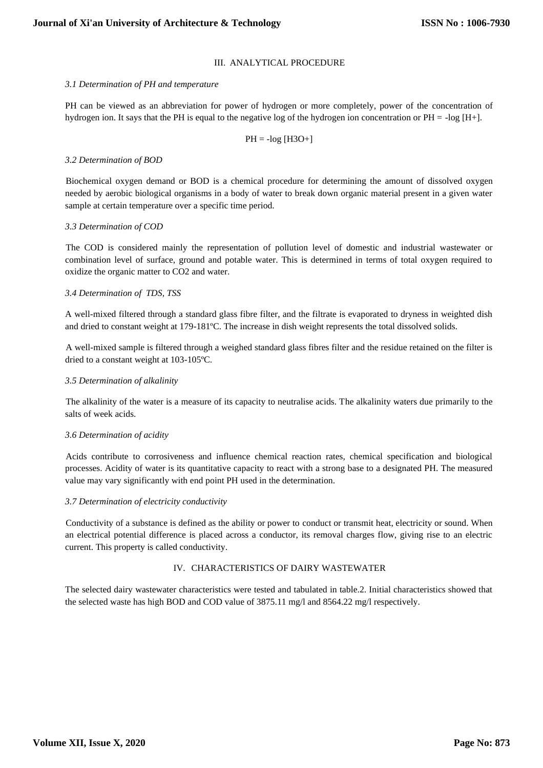## III. ANALYTICAL PROCEDURE

### *3.1 Determination of PH and temperature*

PH can be viewed as an abbreviation for power of hydrogen or more completely, power of the concentration of hydrogen ion. It says that the PH is equal to the negative log of the hydrogen ion concentration or PH = -log [H+].

$$PH = -\log [H_3O^+]$$

### *3.2 Determination of BOD*

Biochemical oxygen demand or BOD is a chemical procedure for determining the amount of dissolved oxygen needed by aerobic biological organisms in a body of water to break down organic material present in a given water sample at certain temperature over a specific time period.

### *3.3 Determination of COD*

The COD is considered mainly the representation of pollution level of domestic and industrial wastewater or combination level of surface, ground and potable water. This is determined in terms of total oxygen required to oxidize the organic matter to $CO_2$ and water.

### *3.4 Determination of TDS, TSS*

A well-mixed filtered through a standard glass fibre filter, and the filtrate is evaporated to dryness in weighted dish and dried to constant weight at 179-181ºC. The increase in dish weight represents the total dissolved solids.

A well-mixed sample is filtered through a weighed standard glass fibres filter and the residue retained on the filter is dried to a constant weight at 103-105ºC.

### *3.5 Determination of alkalinity*

The alkalinity of the water is a measure of its capacity to neutralise acids. The alkalinity waters due primarily to the salts of week acids.

### *3.6 Determination of acidity*

Acids contribute to corrosiveness and influence chemical reaction rates, chemical specification and biological processes. Acidity of water is its quantitative capacity to react with a strong base to a designated PH. The measured value may vary significantly with end point PH used in the determination.

### *3.7 Determination of electricity conductivity*

Conductivity of a substance is defined as the ability or power to conduct or transmit heat, electricity or sound. When an electrical potential difference is placed across a conductor, its removal charges flow, giving rise to an electric current. This property is called conductivity.

## IV. CHARACTERISTICS OF DAIRY WASTEWATER

The selected dairy wastewater characteristics were tested and tabulated in table.2. Initial characteristics showed that the selected waste has high BOD and COD value of 3875.11 mg/l and 8564.22 mg/l respectively.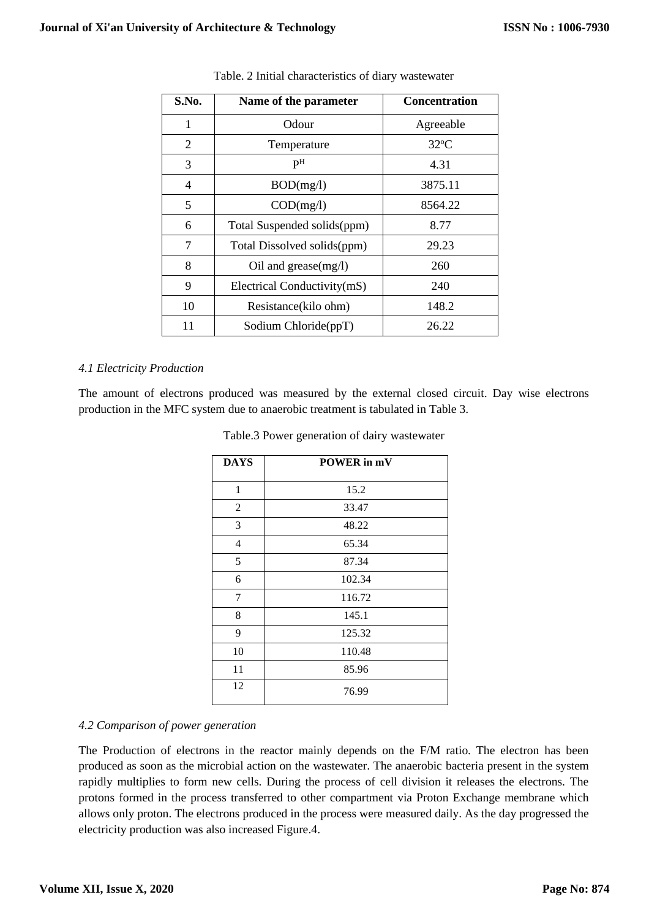Table. 2 Initial characteristics of diary wastewater

| S.No. | Name of the parameter | Concentration |
|---|---|---|
| 1 | Odour | Agreeable |
| 2 | Temperature | 32ºC |
| 3 | $P^H$ | 4.31 |
| 4 | BOD(mg/l) | 3875.11 |
| 5 | COD(mg/l) | 8564.22 |
| 6 | Total Suspended solids(ppm) | 8.77 |
| 7 | Total Dissolved solids(ppm) | 29.23 |
| 8 | Oil and grease(mg/l) | 260 |
| 9 | Electrical Conductivity(mS) | 240 |
| 10 | Resistance(kilo ohm) | 148.2 |
| 11 | Sodium Chloride(ppT) | 26.22 |

### *4.1 Electricity Production*

The amount of electrons produced was measured by the external closed circuit. Day wise electrons production in the MFC system due to anaerobic treatment is tabulated in Table 3.

Table.3 Power generation of dairy wastewater

| DAYS | POWER in mV |
|---|---|
| 1 | 15.2 |
| 2 | 33.47 |
| 3 | 48.22 |
| 4 | 65.34 |
| 5 | 87.34 |
| 6 | 102.34 |
| 7 | 116.72 |
| 8 | 145.1 |
| 9 | 125.32 |
| 10 | 110.48 |
| 11 | 85.96 |
| 12 | 76.99 |

### *4.2 Comparison of power generation*

The Production of electrons in the reactor mainly depends on the F/M ratio. The electron has been produced as soon as the microbial action on the wastewater. The anaerobic bacteria present in the system rapidly multiplies to form new cells. During the process of cell division it releases the electrons. The protons formed in the process transferred to other compartment via Proton Exchange membrane which allows only proton. The electrons produced in the process were measured daily. As the day progressed the electricity production was also increased Figure.4.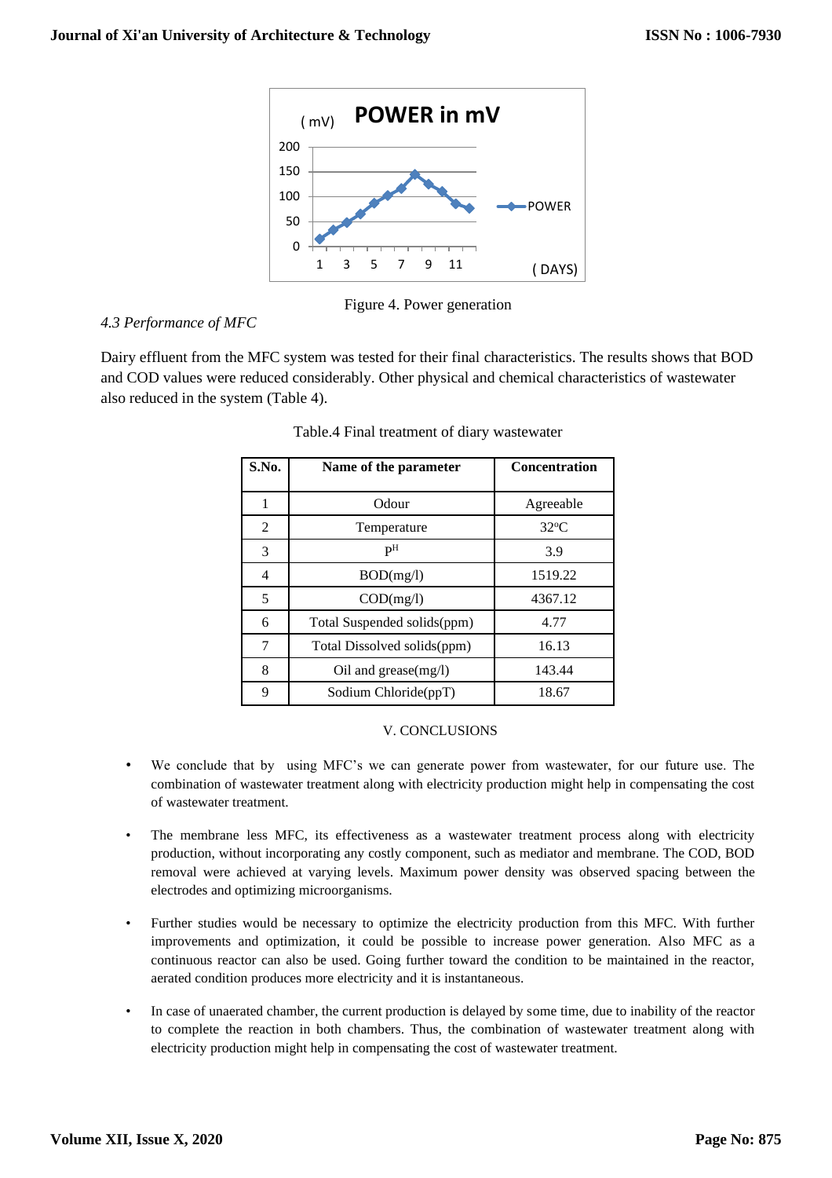Figure 4. Power generation

*4.3 Performance of MFC*

Dairy effluent from the MFC system was tested for their final characteristics. The results shows that BOD and COD values were reduced considerably. Other physical and chemical characteristics of wastewater also reduced in the system (Table 4).

Table.4 Final treatment of diary wastewater

| S.No. | Name of the parameter | Concentration |
|---|---|---|
| 1 | Odour | Agreeable |
| 2 | Temperature | 32°C |
| 3 | P$^{H}$ | 3.9 |
| 4 | BOD(mg/l) | 1519.22 |
| 5 | COD(mg/l) | 4367.12 |
| 6 | Total Suspended solids(ppm) | 4.77 |
| 7 | Total Dissolved solids(ppm) | 16.13 |
| 8 | Oil and grease(mg/l) | 143.44 |
| 9 | Sodium Chloride(ppT) | 18.67 |

## V. CONCLUSIONS

- We conclude that by using MFC's we can generate power from wastewater, for our future use. The combination of wastewater treatment along with electricity production might help in compensating the cost of wastewater treatment.
- The membrane less MFC, its effectiveness as a wastewater treatment process along with electricity production, without incorporating any costly component, such as mediator and membrane. The COD, BOD removal were achieved at varying levels. Maximum power density was observed spacing between the electrodes and optimizing microorganisms.
- Further studies would be necessary to optimize the electricity production from this MFC. With further improvements and optimization, it could be possible to increase power generation. Also MFC as a continuous reactor can also be used. Going further toward the condition to be maintained in the reactor, aerated condition produces more electricity and it is instantaneous.
- In case of unaerated chamber, the current production is delayed by some time, due to inability of the reactor to complete the reaction in both chambers. Thus, the combination of wastewater treatment along with electricity production might help in compensating the cost of wastewater treatment.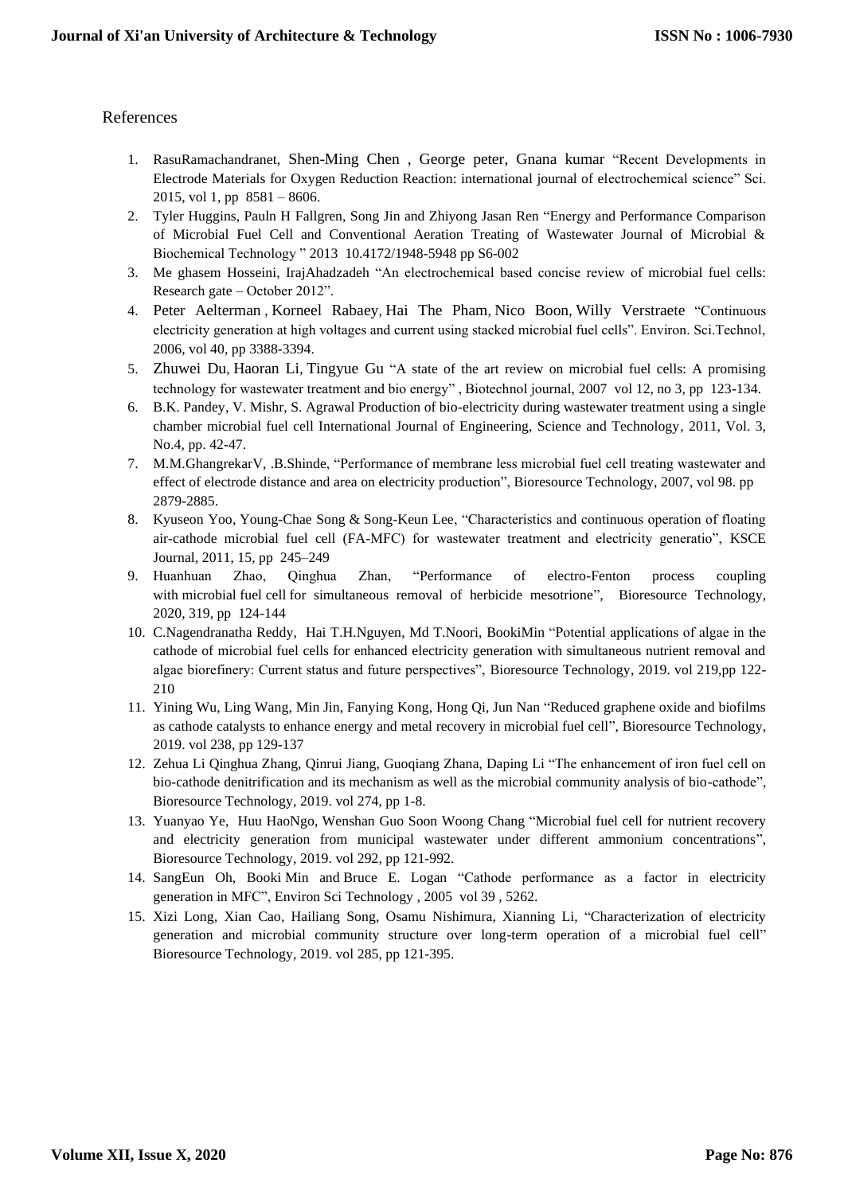## References

1. RasuRamachandranet, Shen-Ming Chen , George peter, Gnana kumar "Recent Developments in Electrode Materials for Oxygen Reduction Reaction: international journal of electrochemical science" Sci. 2015, vol 1, pp 8581 – 8606.
2. Tyler Huggins, Pauln H Fallgren, Song Jin and Zhiyong Jasan Ren "Energy and Performance Comparison of Microbial Fuel Cell and Conventional Aeration Treating of Wastewater Journal of Microbial & Biochemical Technology " 2013 10.4172/1948-5948 pp S6-002
3. Me ghasem Hosseini, IrajAhadzadeh "An electrochemical based concise review of microbial fuel cells: Research gate – October 2012".
4. Peter Aelterman , Korneel Rabaey, Hai The Pham, Nico Boon, Willy Verstraete "Continuous electricity generation at high voltages and current using stacked microbial fuel cells". Environ. Sci.Technol, 2006, vol 40, pp 3388-3394.
5. Zhuwei Du, Haoran Li, Tingyue Gu "A state of the art review on microbial fuel cells: A promising technology for wastewater treatment and bio energy" , Biotechnol journal, 2007 vol 12, no 3, pp 123-134.
6. B.K. Pandey, V. Mishr, S. Agrawal Production of bio-electricity during wastewater treatment using a single chamber microbial fuel cell International Journal of Engineering, Science and Technology, 2011, Vol. 3, No.4, pp. 42-47.
7. M.M.GhangrekarV, .B.Shinde, "Performance of membrane less microbial fuel cell treating wastewater and effect of electrode distance and area on electricity production", Bioresource Technology, 2007, vol 98. pp 2879-2885.
8. Kyuseon Yoo, Young-Chae Song & Song-Keun Lee, "Characteristics and continuous operation of floating air-cathode microbial fuel cell (FA-MFC) for wastewater treatment and electricity generatio", KSCE Journal, 2011, 15, pp 245–249
9. Huanhuan Zhao, Qinghua Zhan, "Performance of electro-Fenton process coupling with microbial fuel cell for simultaneous removal of herbicide mesotrione", Bioresource Technology, 2020, 319, pp 124-144
10. C.Nagendranatha Reddy, Hai T.H.Nguyen, Md T.Noori, BookiMin "Potential applications of algae in the cathode of microbial fuel cells for enhanced electricity generation with simultaneous nutrient removal and algae biorefinery: Current status and future perspectives", Bioresource Technology, 2019. vol 219,pp 122-210
11. Yining Wu, Ling Wang, Min Jin, Fanying Kong, Hong Qi, Jun Nan "Reduced graphene oxide and biofilms as cathode catalysts to enhance energy and metal recovery in microbial fuel cell", Bioresource Technology, 2019. vol 238, pp 129-137
12. Zehua Li Qinghua Zhang, Qinrui Jiang, Guoqiang Zhana, Daping Li "The enhancement of iron fuel cell on bio-cathode denitrification and its mechanism as well as the microbial community analysis of bio-cathode", Bioresource Technology, 2019. vol 274, pp 1-8.
13. Yuanyao Ye, Huu HaoNgo, Wenshan Guo Soon Woong Chang "Microbial fuel cell for nutrient recovery and electricity generation from municipal wastewater under different ammonium concentrations", Bioresource Technology, 2019. vol 292, pp 121-992.
14. SangEun Oh, Booki Min and Bruce E. Logan "Cathode performance as a factor in electricity generation in MFC", Environ Sci Technology , 2005 vol 39 , 5262.
15. Xizi Long, Xian Cao, Hailiang Song, Osamu Nishimura, Xianning Li, "Characterization of electricity generation and microbial community structure over long-term operation of a microbial fuel cell" Bioresource Technology, 2019. vol 285, pp 121-395.